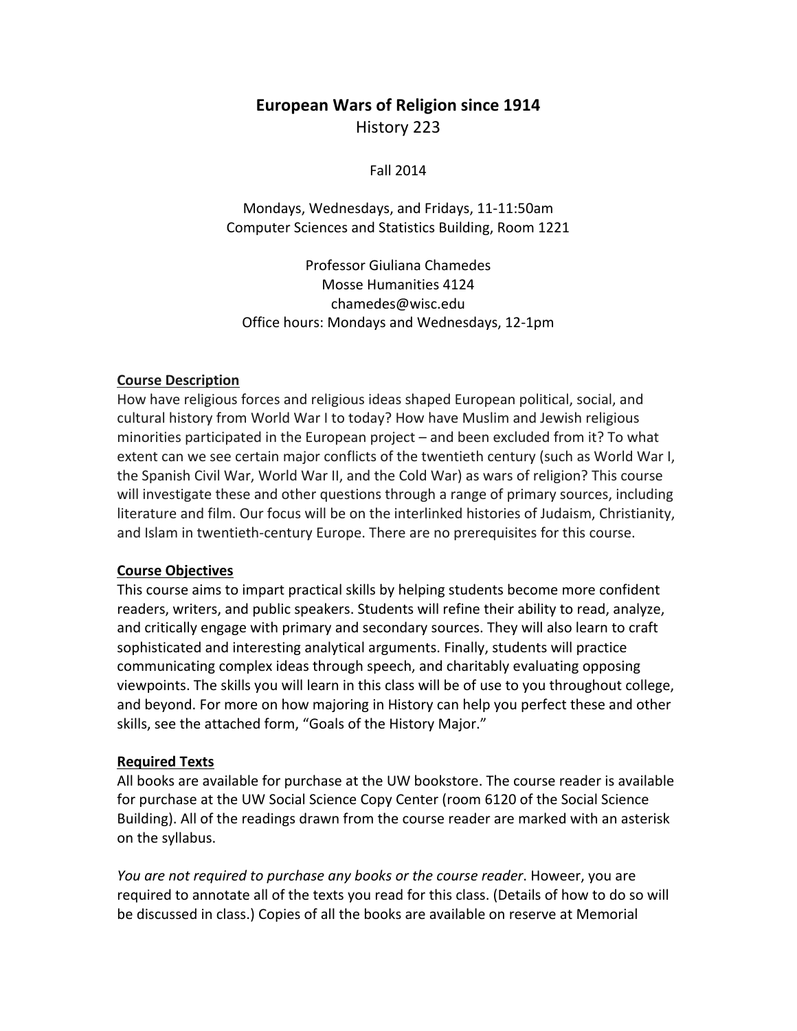# European Wars of Religion since 1914

History 223

Fall 2014

Mondays, Wednesdays, and Fridays, 11-11:50am
Computer Sciences and Statistics Building, Room 1221

Professor Giuliana Chamedes
Mosse Humanities 4124
chamedes@wisc.edu
Office hours: Mondays and Wednesdays, 12-1pm

## Course Description

How have religious forces and religious ideas shaped European political, social, and cultural history from World War I to today? How have Muslim and Jewish religious minorities participated in the European project – and been excluded from it? To what extent can we see certain major conflicts of the twentieth century (such as World War I, the Spanish Civil War, World War II, and the Cold War) as wars of religion? This course will investigate these and other questions through a range of primary sources, including literature and film. Our focus will be on the interlinked histories of Judaism, Christianity, and Islam in twentieth-century Europe. There are no prerequisites for this course.

## Course Objectives

This course aims to impart practical skills by helping students become more confident readers, writers, and public speakers. Students will refine their ability to read, analyze, and critically engage with primary and secondary sources. They will also learn to craft sophisticated and interesting analytical arguments. Finally, students will practice communicating complex ideas through speech, and charitably evaluating opposing viewpoints. The skills you will learn in this class will be of use to you throughout college, and beyond. For more on how majoring in History can help you perfect these and other skills, see the attached form, "Goals of the History Major."

## Required Texts

All books are available for purchase at the UW bookstore. The course reader is available for purchase at the UW Social Science Copy Center (room 6120 of the Social Science Building). All of the readings drawn from the course reader are marked with an asterisk on the syllabus.

*You are not required to purchase any books or the course reader*. Howeer, you are required to annotate all of the texts you read for this class. (Details of how to do so will be discussed in class.) Copies of all the books are available on reserve at Memorial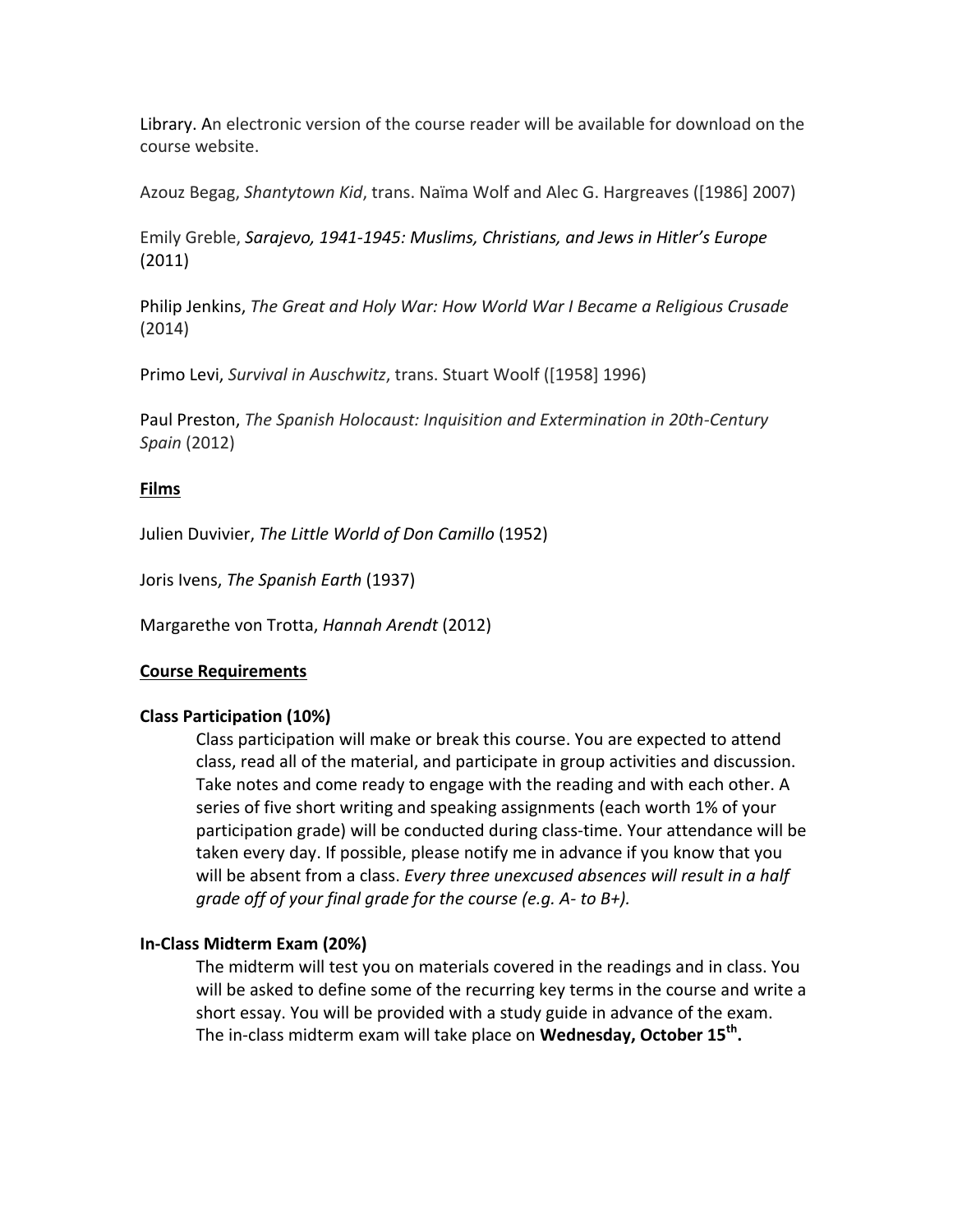Library. An electronic version of the course reader will be available for download on the course website.

Azouz Begag, *Shantytown Kid*, trans. Naïma Wolf and Alec G. Hargreaves ([1986] 2007)

Emily Greble, ***Sarajevo, 1941-1945: Muslims, Christians, and Jews in Hitler's Europe*** (2011)

Philip Jenkins, *The Great and Holy War: How World War I Became a Religious Crusade* (2014)

Primo Levi, *Survival in Auschwitz*, trans. Stuart Woolf ([1958] 1996)

Paul Preston, *The Spanish Holocaust: Inquisition and Extermination in 20th-Century Spain* (2012)

## Films

Julien Duvivier, *The Little World of Don Camillo* (1952)

Joris Ivens, *The Spanish Earth* (1937)

Margarethe von Trotta, *Hannah Arendt* (2012)

## Course Requirements

### Class Participation (10%)

Class participation will make or break this course. You are expected to attend class, read all of the material, and participate in group activities and discussion. Take notes and come ready to engage with the reading and with each other. A series of five short writing and speaking assignments (each worth 1% of your participation grade) will be conducted during class-time. Your attendance will be taken every day. If possible, please notify me in advance if you know that you will be absent from a class. *Every three unexcused absences will result in a half grade off of your final grade for the course (e.g. A- to B+).*

### In-Class Midterm Exam (20%)

The midterm will test you on materials covered in the readings and in class. You will be asked to define some of the recurring key terms in the course and write a short essay. You will be provided with a study guide in advance of the exam. The in-class midterm exam will take place on **Wednesday, October 15th.**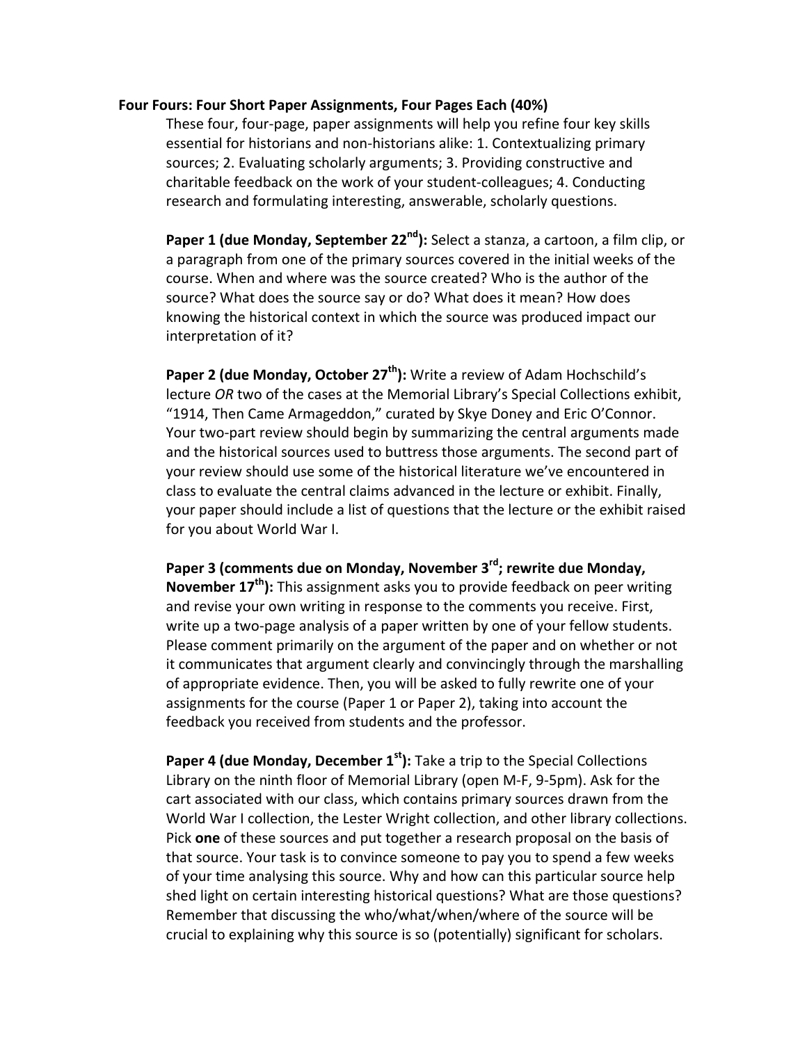**Four Fours: Four Short Paper Assignments, Four Pages Each (40%)**

These four, four-page, paper assignments will help you refine four key skills essential for historians and non-historians alike: 1. Contextualizing primary sources; 2. Evaluating scholarly arguments; 3. Providing constructive and charitable feedback on the work of your student-colleagues; 4. Conducting research and formulating interesting, answerable, scholarly questions.

**Paper 1 (due Monday, September 22nd):** Select a stanza, a cartoon, a film clip, or a paragraph from one of the primary sources covered in the initial weeks of the course. When and where was the source created? Who is the author of the source? What does the source say or do? What does it mean? How does knowing the historical context in which the source was produced impact our interpretation of it?

**Paper 2 (due Monday, October 27th):** Write a review of Adam Hochschild's lecture *OR* two of the cases at the Memorial Library's Special Collections exhibit, "1914, Then Came Armageddon," curated by Skye Doney and Eric O'Connor. Your two-part review should begin by summarizing the central arguments made and the historical sources used to buttress those arguments. The second part of your review should use some of the historical literature we've encountered in class to evaluate the central claims advanced in the lecture or exhibit. Finally, your paper should include a list of questions that the lecture or the exhibit raised for you about World War I.

**Paper 3 (comments due on Monday, November 3rd; rewrite due Monday, November 17th):** This assignment asks you to provide feedback on peer writing and revise your own writing in response to the comments you receive. First, write up a two-page analysis of a paper written by one of your fellow students. Please comment primarily on the argument of the paper and on whether or not it communicates that argument clearly and convincingly through the marshalling of appropriate evidence. Then, you will be asked to fully rewrite one of your assignments for the course (Paper 1 or Paper 2), taking into account the feedback you received from students and the professor.

**Paper 4 (due Monday, December 1st):** Take a trip to the Special Collections Library on the ninth floor of Memorial Library (open M-F, 9-5pm). Ask for the cart associated with our class, which contains primary sources drawn from the World War I collection, the Lester Wright collection, and other library collections. Pick **one** of these sources and put together a research proposal on the basis of that source. Your task is to convince someone to pay you to spend a few weeks of your time analysing this source. Why and how can this particular source help shed light on certain interesting historical questions? What are those questions? Remember that discussing the who/what/when/where of the source will be crucial to explaining why this source is so (potentially) significant for scholars.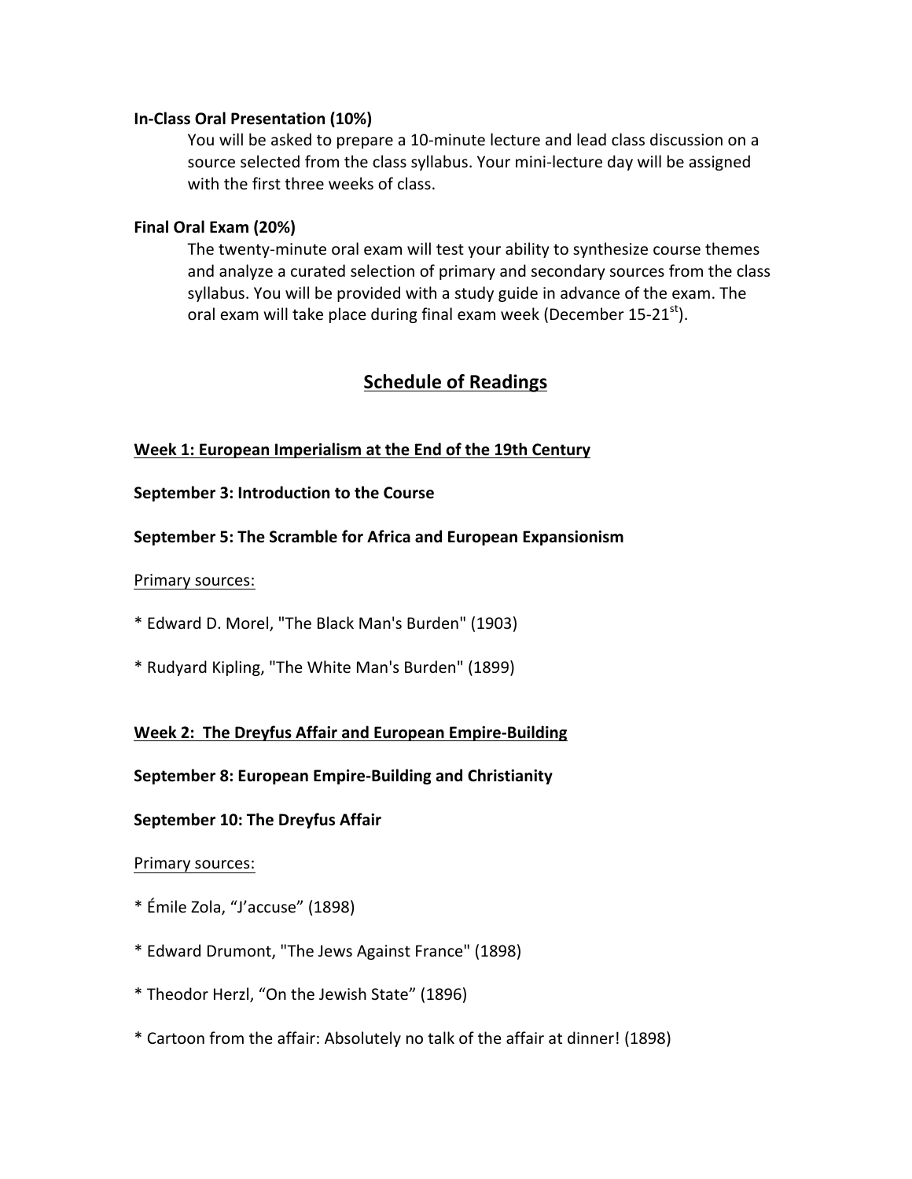**In-Class Oral Presentation (10%)**

You will be asked to prepare a 10-minute lecture and lead class discussion on a source selected from the class syllabus. Your mini-lecture day will be assigned with the first three weeks of class.

**Final Oral Exam (20%)**

The twenty-minute oral exam will test your ability to synthesize course themes and analyze a curated selection of primary and secondary sources from the class syllabus. You will be provided with a study guide in advance of the exam. The oral exam will take place during final exam week (December 15-21st).

## Schedule of Readings

**Week 1: European Imperialism at the End of the 19th Century**

**September 3: Introduction to the Course**

**September 5: The Scramble for Africa and European Expansionism**

Primary sources:

* Edward D. Morel, "The Black Man's Burden" (1903)

* Rudyard Kipling, "The White Man's Burden" (1899)

**Week 2: The Dreyfus Affair and European Empire-Building**

**September 8: European Empire-Building and Christianity**

**September 10: The Dreyfus Affair**

Primary sources:

* Émile Zola, "J'accuse" (1898)

* Edward Drumont, "The Jews Against France" (1898)

* Theodor Herzl, "On the Jewish State" (1896)

* Cartoon from the affair: Absolutely no talk of the affair at dinner! (1898)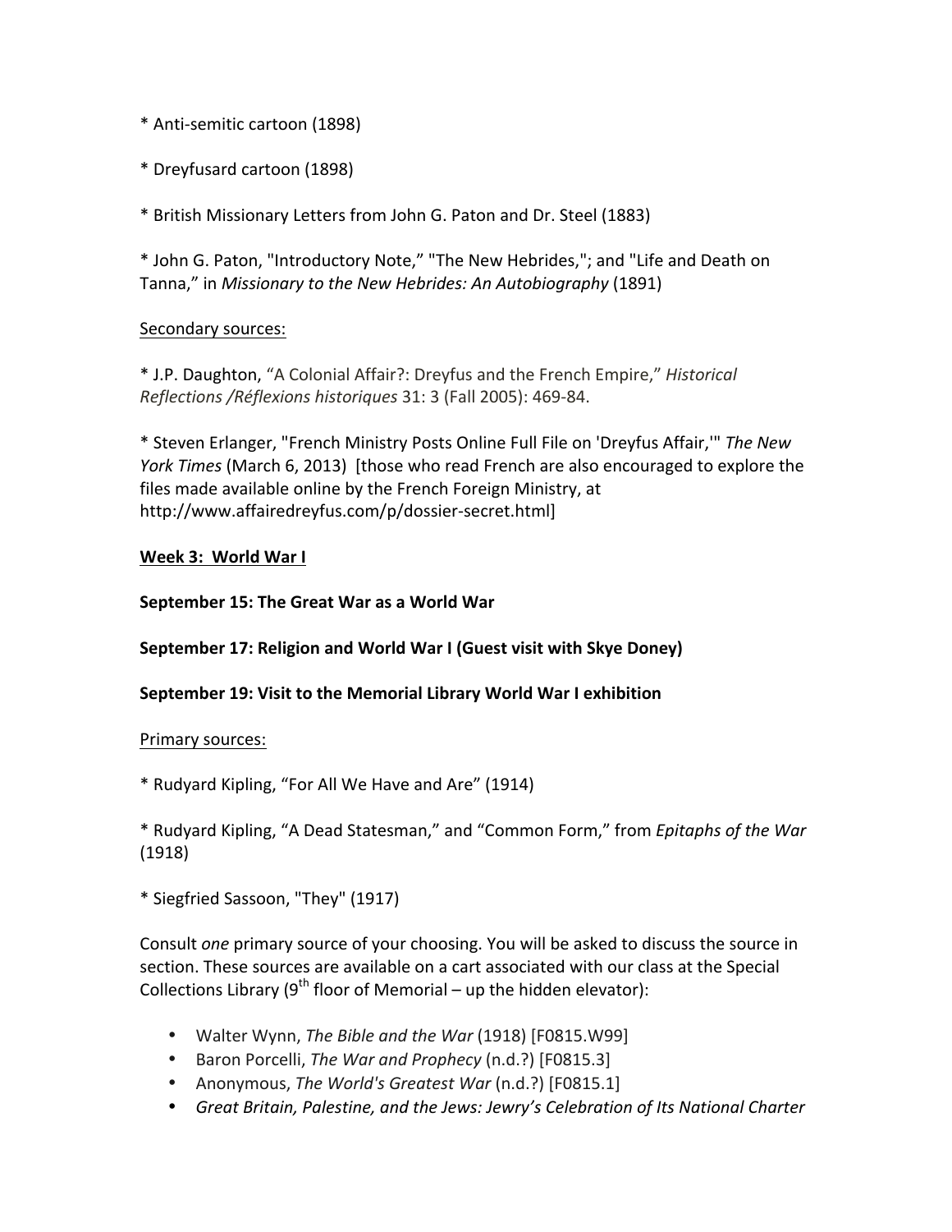* Anti-semitic cartoon (1898)

* Dreyfusard cartoon (1898)

* British Missionary Letters from John G. Paton and Dr. Steel (1883)

* John G. Paton, "Introductory Note," "The New Hebrides,"; and "Life and Death on Tanna," in *Missionary to the New Hebrides: An Autobiography* (1891)

<u>Secondary sources:</u>

* J.P. Daughton, "A Colonial Affair?: Dreyfus and the French Empire," *Historical Reflections /Réflexions historiques* 31: 3 (Fall 2005): 469-84.

* Steven Erlanger, "French Ministry Posts Online Full File on 'Dreyfus Affair,'" *The New York Times* (March 6, 2013) [those who read French are also encouraged to explore the files made available online by the French Foreign Ministry, at http://www.affairedreyfus.com/p/dossier-secret.html]

**<u>Week 3: World War I</u>**

**September 15: The Great War as a World War**

**September 17: Religion and World War I (Guest visit with Skye Doney)**

**September 19: Visit to the Memorial Library World War I exhibition**

<u>Primary sources:</u>

* Rudyard Kipling, "For All We Have and Are" (1914)

* Rudyard Kipling, "A Dead Statesman," and "Common Form," from *Epitaphs of the War* (1918)

* Siegfried Sassoon, "They" (1917)

Consult *one* primary source of your choosing. You will be asked to discuss the source in section. These sources are available on a cart associated with our class at the Special Collections Library (9th floor of Memorial – up the hidden elevator):

- Walter Wynn, *The Bible and the War* (1918) [F0815.W99]
- Baron Porcelli, *The War and Prophecy* (n.d.?) [F0815.3]
- Anonymous, *The World's Greatest War* (n.d.?) [F0815.1]
- *Great Britain, Palestine, and the Jews: Jewry's Celebration of Its National Charter*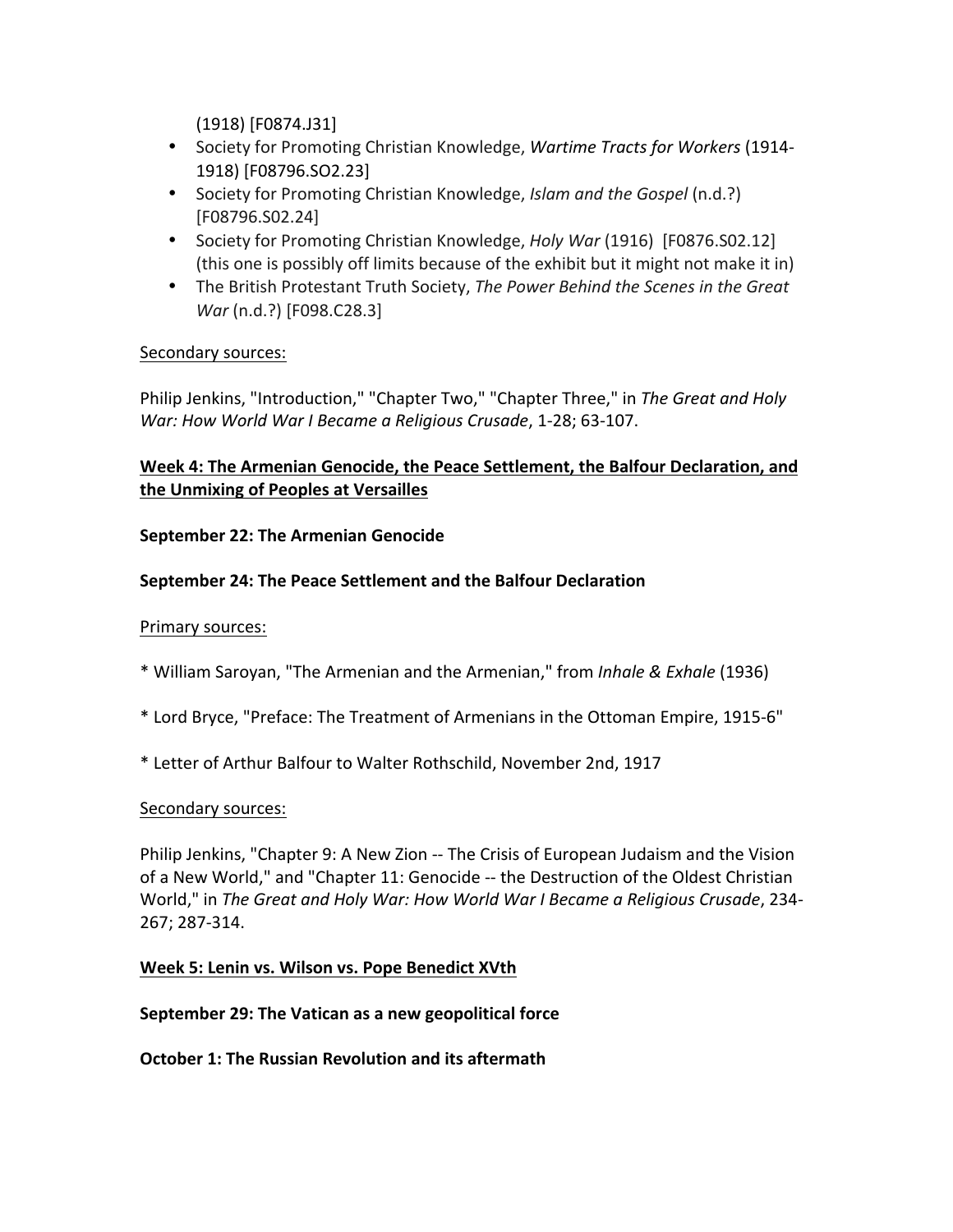(1918) [F0874.J31]

- Society for Promoting Christian Knowledge, *Wartime Tracts for Workers* (1914-1918) [F08796.SO2.23]
- Society for Promoting Christian Knowledge, *Islam and the Gospel* (n.d.?) [F08796.S02.24]
- Society for Promoting Christian Knowledge, *Holy War* (1916) [F0876.S02.12] (this one is possibly off limits because of the exhibit but it might not make it in)
- The British Protestant Truth Society, *The Power Behind the Scenes in the Great War* (n.d.?) [F098.C28.3]

Secondary sources:

Philip Jenkins, "Introduction," "Chapter Two," "Chapter Three," in *The Great and Holy War: How World War I Became a Religious Crusade*, 1-28; 63-107.

**Week 4: The Armenian Genocide, the Peace Settlement, the Balfour Declaration, and the Unmixing of Peoples at Versailles**

**September 22: The Armenian Genocide**

**September 24: The Peace Settlement and the Balfour Declaration**

Primary sources:

* William Saroyan, "The Armenian and the Armenian," from *Inhale & Exhale* (1936)

* Lord Bryce, "Preface: The Treatment of Armenians in the Ottoman Empire, 1915-6"

* Letter of Arthur Balfour to Walter Rothschild, November 2nd, 1917

Secondary sources:

Philip Jenkins, "Chapter 9: A New Zion -- The Crisis of European Judaism and the Vision of a New World," and "Chapter 11: Genocide -- the Destruction of the Oldest Christian World," in *The Great and Holy War: How World War I Became a Religious Crusade*, 234-267; 287-314.

**Week 5: Lenin vs. Wilson vs. Pope Benedict XVth**

**September 29: The Vatican as a new geopolitical force**

**October 1: The Russian Revolution and its aftermath**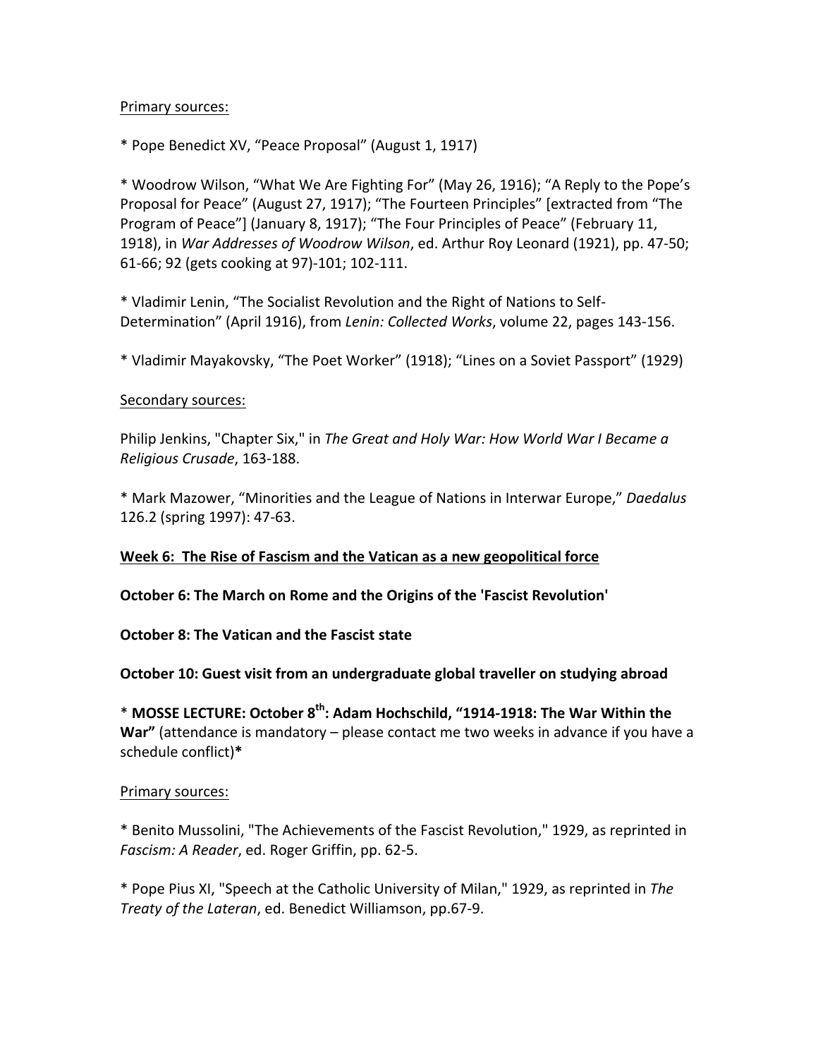Primary sources:

* Pope Benedict XV, "Peace Proposal" (August 1, 1917)

* Woodrow Wilson, "What We Are Fighting For" (May 26, 1916); "A Reply to the Pope's Proposal for Peace" (August 27, 1917); "The Fourteen Principles" [extracted from "The Program of Peace"] (January 8, 1917); "The Four Principles of Peace" (February 11, 1918), in *War Addresses of Woodrow Wilson*, ed. Arthur Roy Leonard (1921), pp. 47-50; 61-66; 92 (gets cooking at 97)-101; 102-111.

* Vladimir Lenin, "The Socialist Revolution and the Right of Nations to Self-Determination" (April 1916), from *Lenin: Collected Works*, volume 22, pages 143-156.

* Vladimir Mayakovsky, "The Poet Worker" (1918); "Lines on a Soviet Passport" (1929)

Secondary sources:

Philip Jenkins, "Chapter Six," in *The Great and Holy War: How World War I Became a Religious Crusade*, 163-188.

* Mark Mazower, "Minorities and the League of Nations in Interwar Europe," *Daedalus* 126.2 (spring 1997): 47-63.

**Week 6: The Rise of Fascism and the Vatican as a new geopolitical force**

**October 6: The March on Rome and the Origins of the 'Fascist Revolution'**

**October 8: The Vatican and the Fascist state**

**October 10: Guest visit from an undergraduate global traveller on studying abroad**

* **MOSSE LECTURE: October 8th: Adam Hochschild, "1914-1918: The War Within the War"** (attendance is mandatory – please contact me two weeks in advance if you have a schedule conflict)**\***

Primary sources:

* Benito Mussolini, "The Achievements of the Fascist Revolution," 1929, as reprinted in *Fascism: A Reader*, ed. Roger Griffin, pp. 62-5.

* Pope Pius XI, "Speech at the Catholic University of Milan," 1929, as reprinted in *The Treaty of the Lateran*, ed. Benedict Williamson, pp.67-9.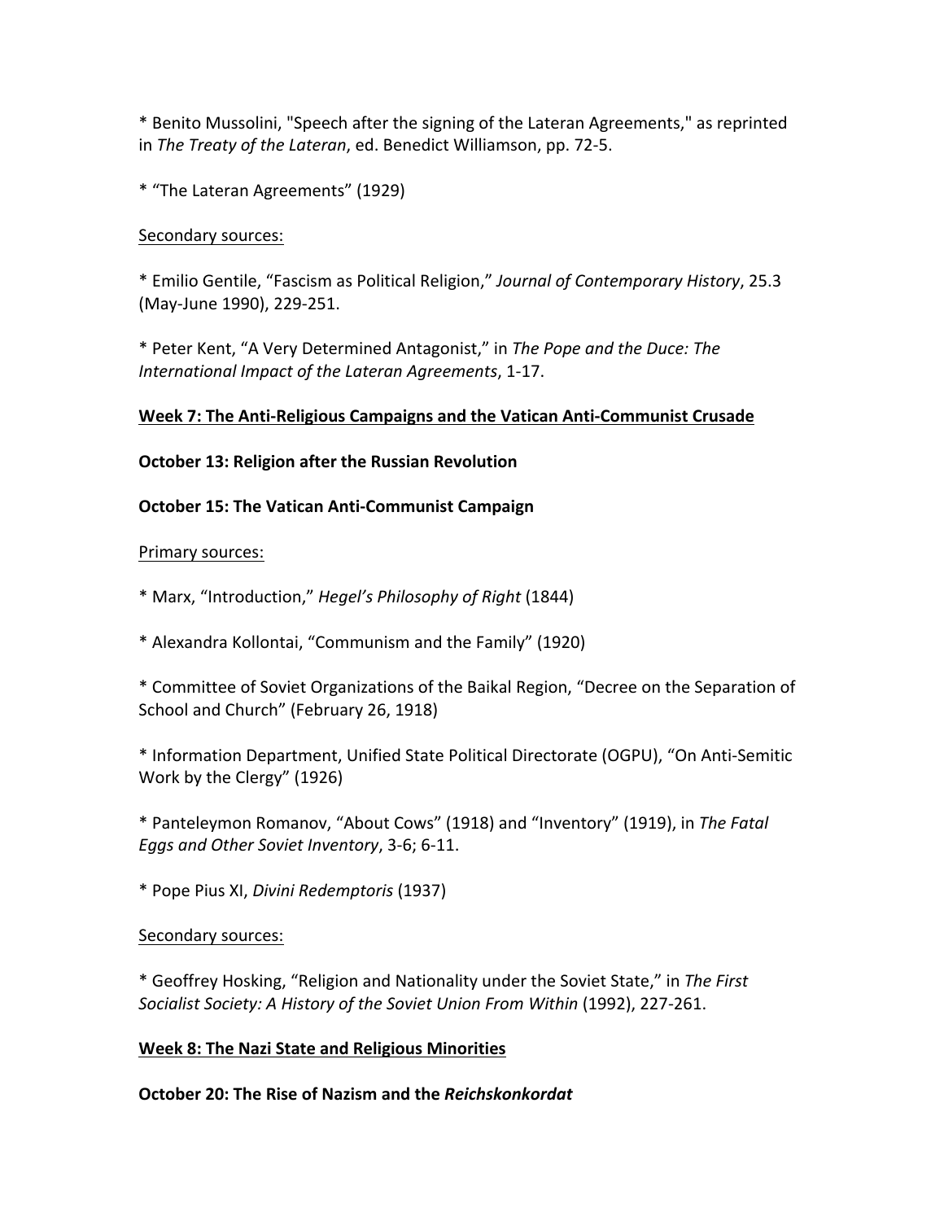* Benito Mussolini, "Speech after the signing of the Lateran Agreements," as reprinted in *The Treaty of the Lateran*, ed. Benedict Williamson, pp. 72-5.

* “The Lateran Agreements” (1929)

Secondary sources:

* Emilio Gentile, “Fascism as Political Religion,” *Journal of Contemporary History*, 25.3 (May-June 1990), 229-251.

* Peter Kent, “A Very Determined Antagonist,” in *The Pope and the Duce: The International Impact of the Lateran Agreements*, 1-17.

**Week 7: The Anti-Religious Campaigns and the Vatican Anti-Communist Crusade**

**October 13: Religion after the Russian Revolution**

**October 15: The Vatican Anti-Communist Campaign**

Primary sources:

* Marx, “Introduction,” *Hegel’s Philosophy of Right* (1844)

* Alexandra Kollontai, “Communism and the Family” (1920)

* Committee of Soviet Organizations of the Baikal Region, “Decree on the Separation of School and Church” (February 26, 1918)

* Information Department, Unified State Political Directorate (OGPU), “On Anti-Semitic Work by the Clergy” (1926)

* Panteleymon Romanov, “About Cows” (1918) and “Inventory” (1919), in *The Fatal Eggs and Other Soviet Inventory*, 3-6; 6-11.

* Pope Pius XI, *Divini Redemptoris* (1937)

Secondary sources:

* Geoffrey Hosking, “Religion and Nationality under the Soviet State,” in *The First Socialist Society: A History of the Soviet Union From Within* (1992), 227-261.

**Week 8: The Nazi State and Religious Minorities**

**October 20: The Rise of Nazism and the *Reichskonkordat***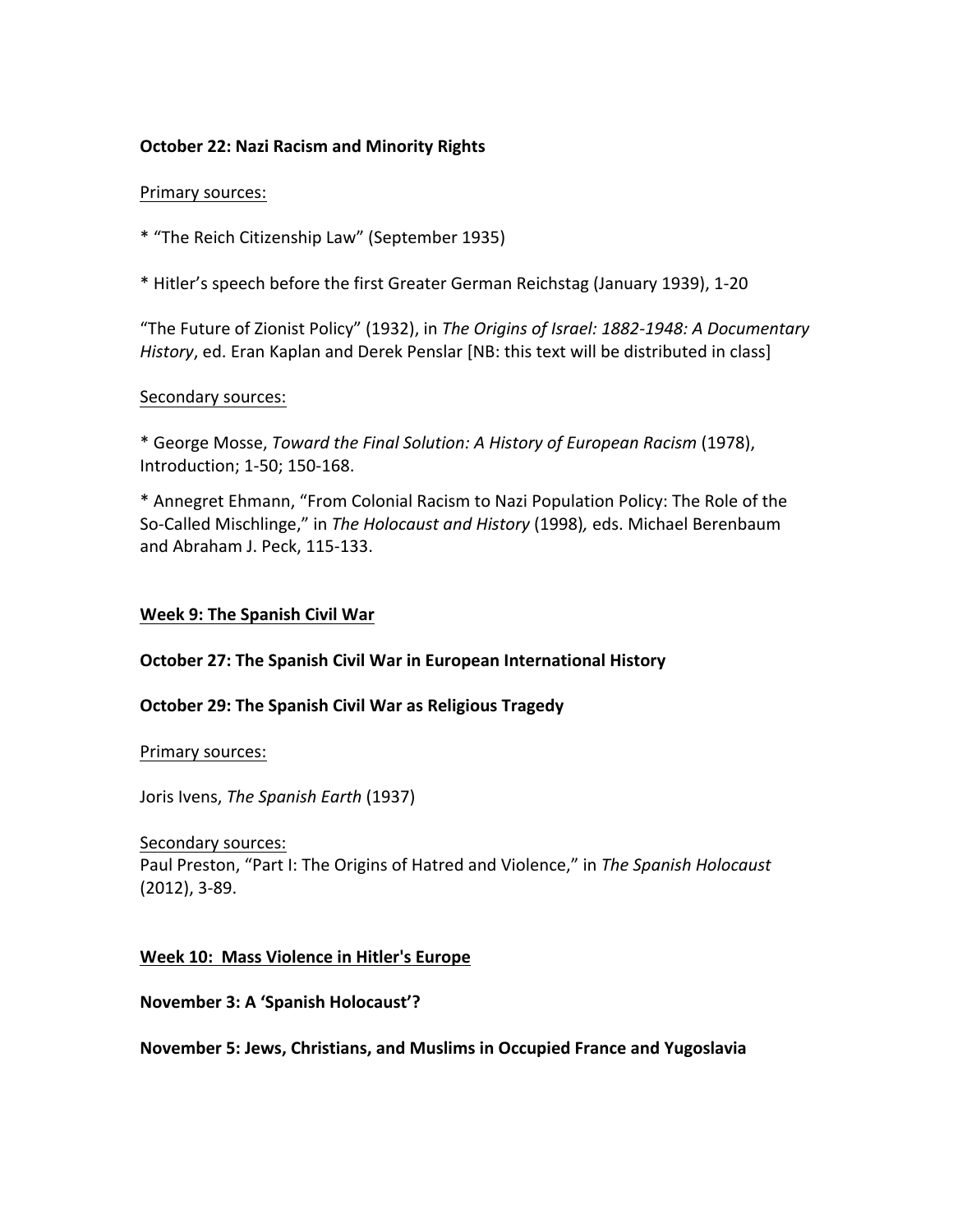**October 22: Nazi Racism and Minority Rights**

Primary sources:

* "The Reich Citizenship Law" (September 1935)

* Hitler's speech before the first Greater German Reichstag (January 1939), 1-20

"The Future of Zionist Policy" (1932), in *The Origins of Israel: 1882-1948: A Documentary History*, ed. Eran Kaplan and Derek Penslar [NB: this text will be distributed in class]

Secondary sources:

* George Mosse, *Toward the Final Solution: A History of European Racism* (1978), Introduction; 1-50; 150-168.

* Annegret Ehmann, "From Colonial Racism to Nazi Population Policy: The Role of the So-Called Mischlinge," in *The Holocaust and History* (1998), eds. Michael Berenbaum and Abraham J. Peck, 115-133.

## Week 9: The Spanish Civil War

**October 27: The Spanish Civil War in European International History**

**October 29: The Spanish Civil War as Religious Tragedy**

Primary sources:

Joris Ivens, *The Spanish Earth* (1937)

Secondary sources:
Paul Preston, "Part I: The Origins of Hatred and Violence," in *The Spanish Holocaust* (2012), 3-89.

## Week 10: Mass Violence in Hitler's Europe

**November 3: A 'Spanish Holocaust'?**

**November 5: Jews, Christians, and Muslims in Occupied France and Yugoslavia**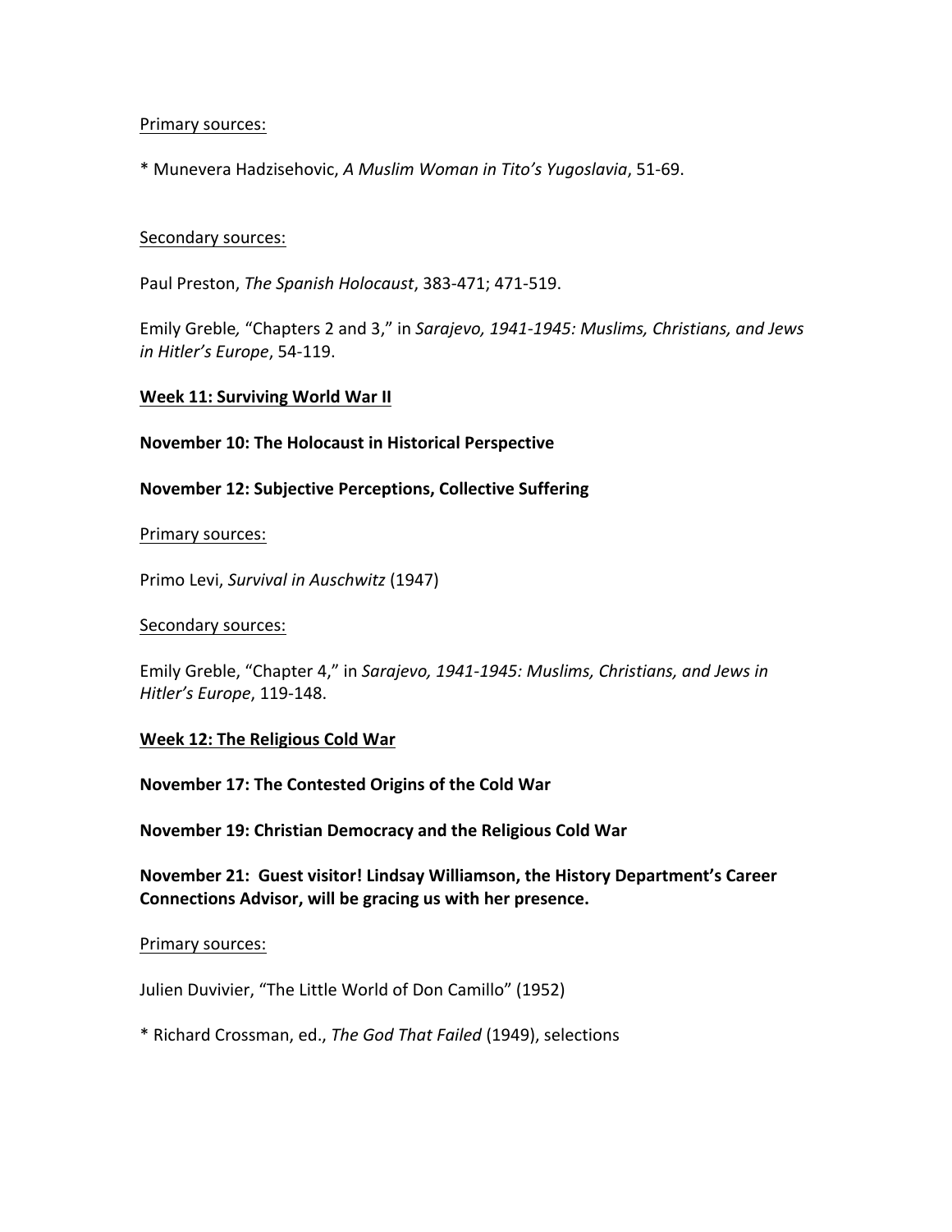Primary sources:

* Munevera Hadzisehovic, *A Muslim Woman in Tito's Yugoslavia*, 51-69.

Secondary sources:

Paul Preston, *The Spanish Holocaust*, 383-471; 471-519.

Emily Greble, "Chapters 2 and 3," in *Sarajevo, 1941-1945: Muslims, Christians, and Jews in Hitler's Europe*, 54-119.

**Week 11: Surviving World War II**

**November 10: The Holocaust in Historical Perspective**

**November 12: Subjective Perceptions, Collective Suffering**

Primary sources:

Primo Levi, *Survival in Auschwitz* (1947)

Secondary sources:

Emily Greble, "Chapter 4," in *Sarajevo, 1941-1945: Muslims, Christians, and Jews in Hitler's Europe*, 119-148.

**Week 12: The Religious Cold War**

**November 17: The Contested Origins of the Cold War**

**November 19: Christian Democracy and the Religious Cold War**

**November 21: Guest visitor! Lindsay Williamson, the History Department's Career Connections Advisor, will be gracing us with her presence.**

Primary sources:

Julien Duvivier, "The Little World of Don Camillo" (1952)

* Richard Crossman, ed., *The God That Failed* (1949), selections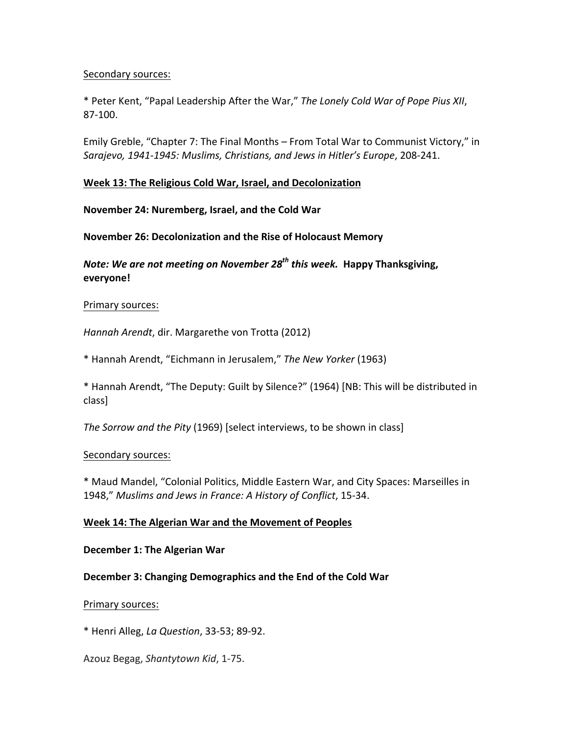Secondary sources:

* Peter Kent, "Papal Leadership After the War," *The Lonely Cold War of Pope Pius XII*, 87-100.

Emily Greble, "Chapter 7: The Final Months – From Total War to Communist Victory," in *Sarajevo, 1941-1945: Muslims, Christians, and Jews in Hitler's Europe*, 208-241.

**Week 13: The Religious Cold War, Israel, and Decolonization**

**November 24: Nuremberg, Israel, and the Cold War**

**November 26: Decolonization and the Rise of Holocaust Memory**

***Note: We are not meeting on November 28th this week.* Happy Thanksgiving, everyone!**

Primary sources:

*Hannah Arendt*, dir. Margarethe von Trotta (2012)

* Hannah Arendt, "Eichmann in Jerusalem," *The New Yorker* (1963)

* Hannah Arendt, "The Deputy: Guilt by Silence?" (1964) [NB: This will be distributed in class]

*The Sorrow and the Pity* (1969) [select interviews, to be shown in class]

Secondary sources:

* Maud Mandel, "Colonial Politics, Middle Eastern War, and City Spaces: Marseilles in 1948," *Muslims and Jews in France: A History of Conflict*, 15-34.

**Week 14: The Algerian War and the Movement of Peoples**

**December 1: The Algerian War**

**December 3: Changing Demographics and the End of the Cold War**

Primary sources:

* Henri Alleg, *La Question*, 33-53; 89-92.

Azouz Begag, *Shantytown Kid*, 1-75.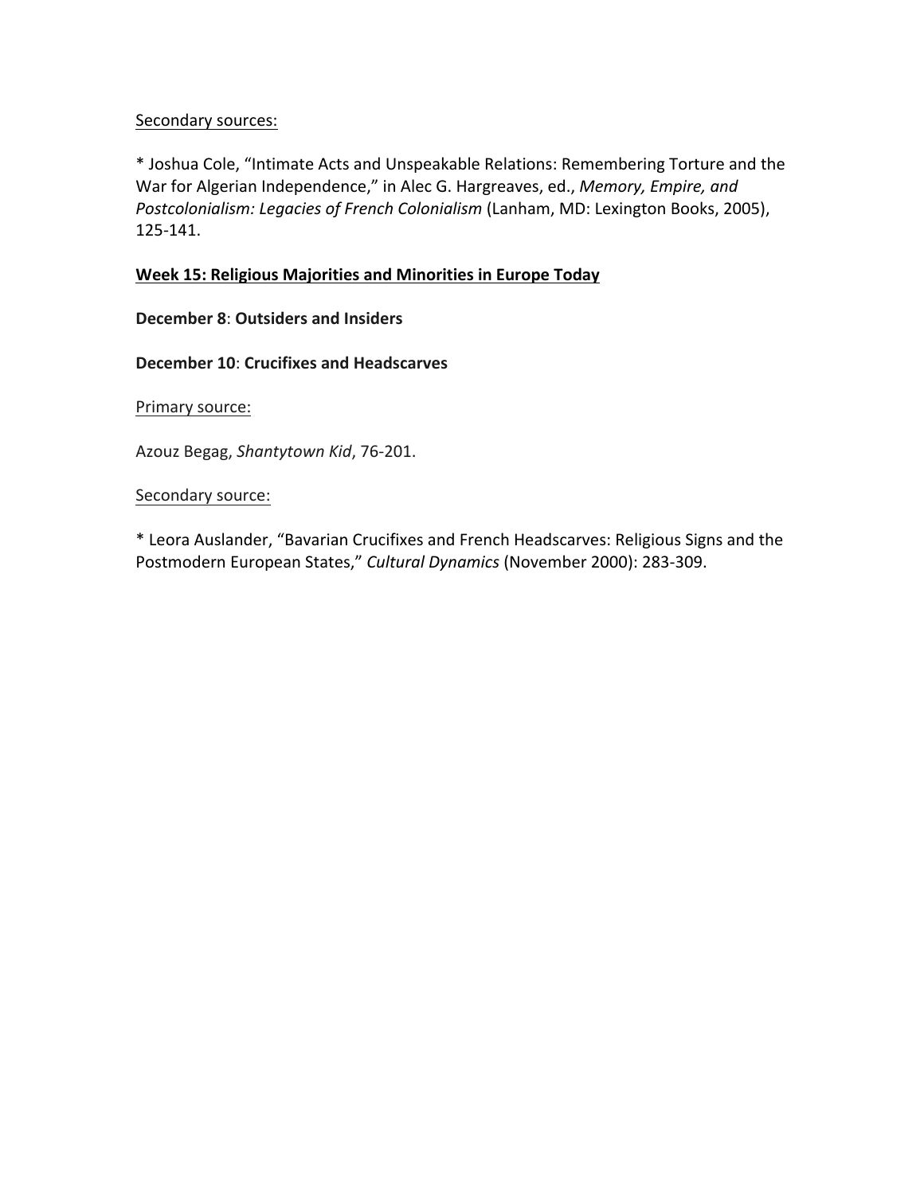<u>Secondary sources:</u>

* Joshua Cole, "Intimate Acts and Unspeakable Relations: Remembering Torture and the War for Algerian Independence," in Alec G. Hargreaves, ed., *Memory, Empire, and Postcolonialism: Legacies of French Colonialism* (Lanham, MD: Lexington Books, 2005), 125-141.

## Week 15: Religious Majorities and Minorities in Europe Today

**December 8**: **Outsiders and Insiders**

**December 10**: **Crucifixes and Headscarves**

<u>Primary source:</u>

Azouz Begag, *Shantytown Kid*, 76-201.

<u>Secondary source:</u>

* Leora Auslander, "Bavarian Crucifixes and French Headscarves: Religious Signs and the Postmodern European States," *Cultural Dynamics* (November 2000): 283-309.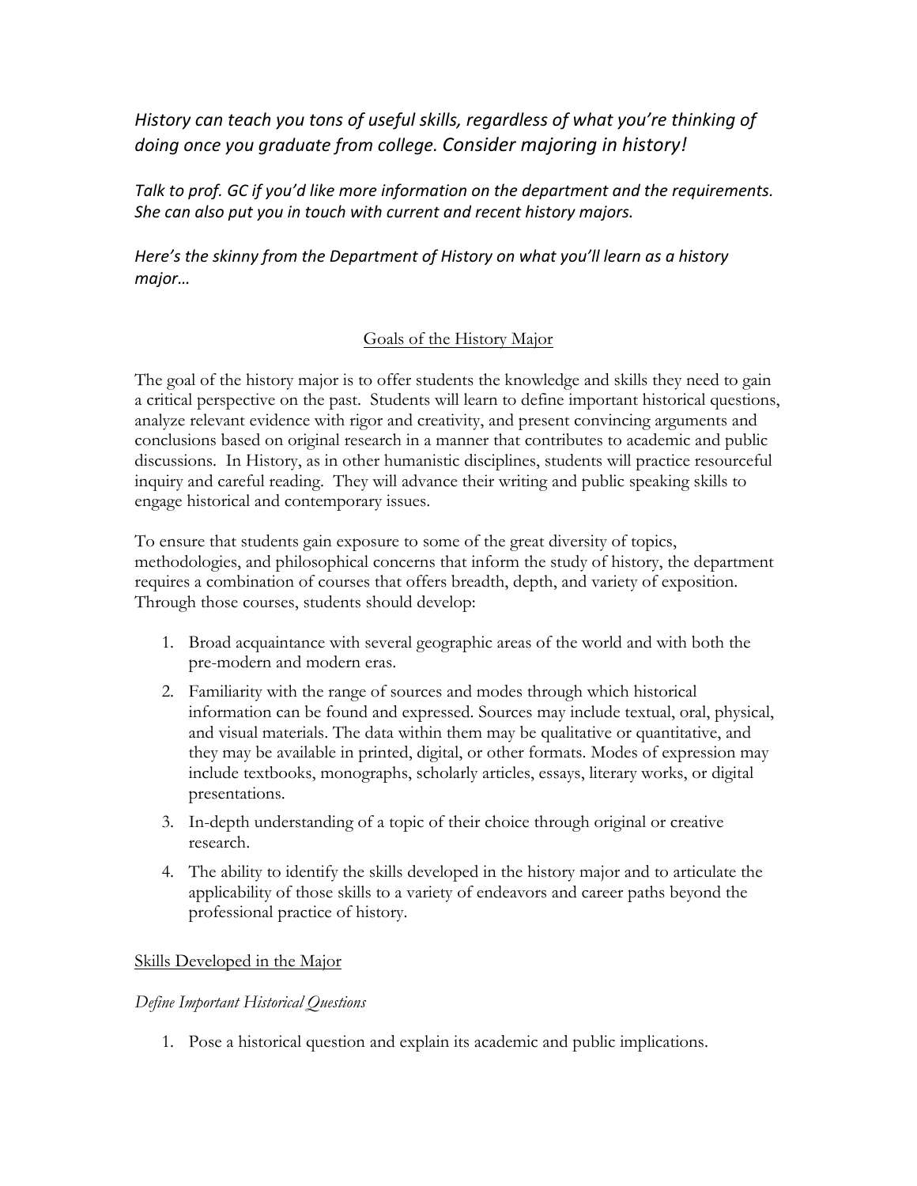*History can teach you tons of useful skills, regardless of what you're thinking of doing once you graduate from college. Consider majoring in history!*

*Talk to prof. GC if you'd like more information on the department and the requirements. She can also put you in touch with current and recent history majors.*

*Here's the skinny from the Department of History on what you'll learn as a history major…*

## Goals of the History Major

The goal of the history major is to offer students the knowledge and skills they need to gain a critical perspective on the past. Students will learn to define important historical questions, analyze relevant evidence with rigor and creativity, and present convincing arguments and conclusions based on original research in a manner that contributes to academic and public discussions. In History, as in other humanistic disciplines, students will practice resourceful inquiry and careful reading. They will advance their writing and public speaking skills to engage historical and contemporary issues.

To ensure that students gain exposure to some of the great diversity of topics, methodologies, and philosophical concerns that inform the study of history, the department requires a combination of courses that offers breadth, depth, and variety of exposition. Through those courses, students should develop:

1. Broad acquaintance with several geographic areas of the world and with both the pre-modern and modern eras.
2. Familiarity with the range of sources and modes through which historical information can be found and expressed. Sources may include textual, oral, physical, and visual materials. The data within them may be qualitative or quantitative, and they may be available in printed, digital, or other formats. Modes of expression may include textbooks, monographs, scholarly articles, essays, literary works, or digital presentations.
3. In-depth understanding of a topic of their choice through original or creative research.
4. The ability to identify the skills developed in the history major and to articulate the applicability of those skills to a variety of endeavors and career paths beyond the professional practice of history.

## Skills Developed in the Major

### *Define Important Historical Questions*

1. Pose a historical question and explain its academic and public implications.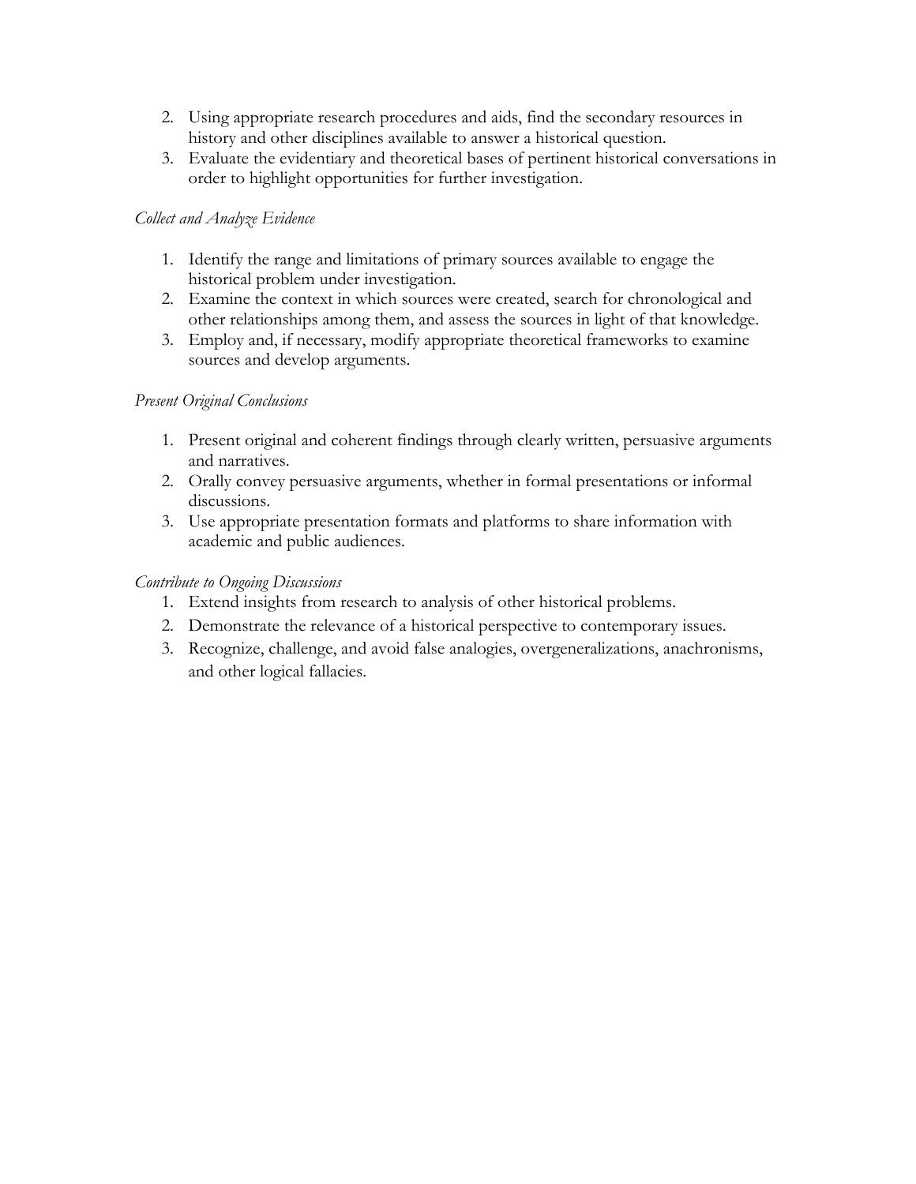2. Using appropriate research procedures and aids, find the secondary resources in history and other disciplines available to answer a historical question.
3. Evaluate the evidentiary and theoretical bases of pertinent historical conversations in order to highlight opportunities for further investigation.

*Collect and Analyze Evidence*

1. Identify the range and limitations of primary sources available to engage the historical problem under investigation.
2. Examine the context in which sources were created, search for chronological and other relationships among them, and assess the sources in light of that knowledge.
3. Employ and, if necessary, modify appropriate theoretical frameworks to examine sources and develop arguments.

*Present Original Conclusions*

1. Present original and coherent findings through clearly written, persuasive arguments and narratives.
2. Orally convey persuasive arguments, whether in formal presentations or informal discussions.
3. Use appropriate presentation formats and platforms to share information with academic and public audiences.

*Contribute to Ongoing Discussions*

1. Extend insights from research to analysis of other historical problems.
2. Demonstrate the relevance of a historical perspective to contemporary issues.
3. Recognize, challenge, and avoid false analogies, overgeneralizations, anachronisms, and other logical fallacies.